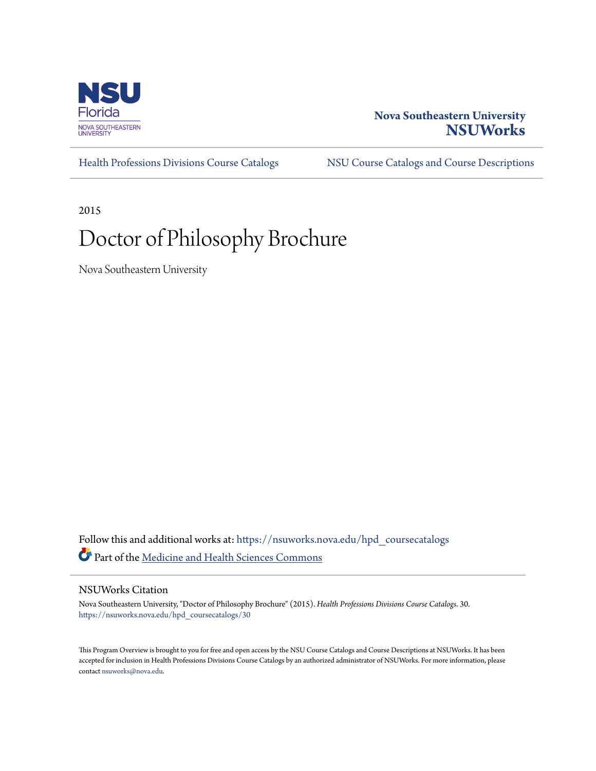Nova Southeastern University

**NSUWorks**

Health Professions Divisions Course Catalogs | NSU Course Catalogs and Course Descriptions

2015

# Doctor of Philosophy Brochure

Nova Southeastern University

Follow this and additional works at: https://nsuworks.nova.edu/hpd_coursecatalogs

Part of the Medicine and Health Sciences Commons

## NSUWorks Citation

Nova Southeastern University, "Doctor of Philosophy Brochure" (2015). *Health Professions Divisions Course Catalogs*. 30.
https://nsuworks.nova.edu/hpd_coursecatalogs/30

This Program Overview is brought to you for free and open access by the NSU Course Catalogs and Course Descriptions at NSUWorks. It has been accepted for inclusion in Health Professions Divisions Course Catalogs by an authorized administrator of NSUWorks. For more information, please contact nsuworks@nova.edu.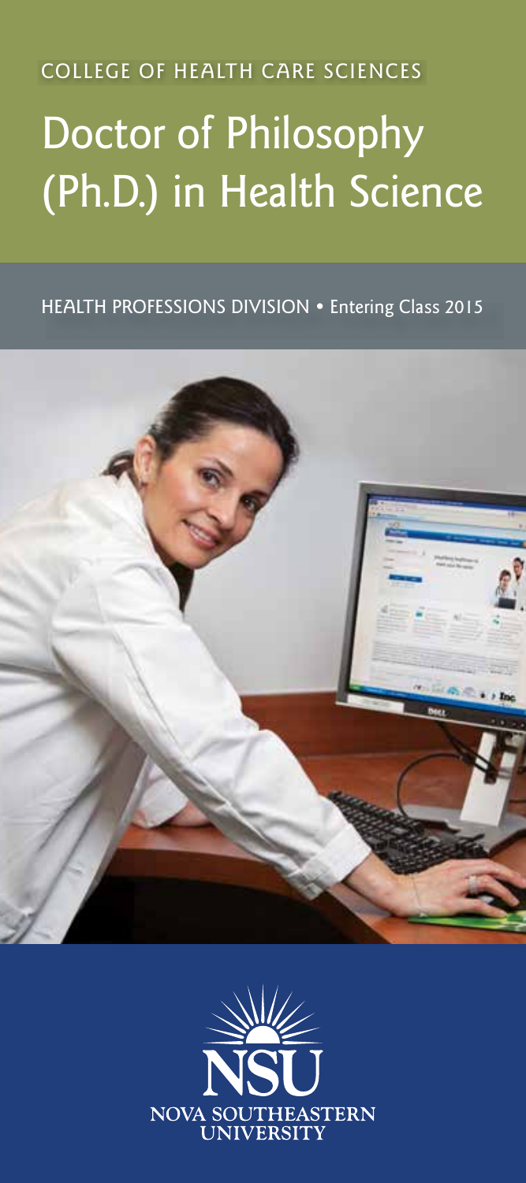COLLEGE OF HEALTH CARE SCIENCES

# Doctor of Philosophy (Ph.D.) in Health Science

HEALTH PROFESSIONS DIVISION • Entering Class 2015

NSU
NOVA SOUTHEASTERN UNIVERSITY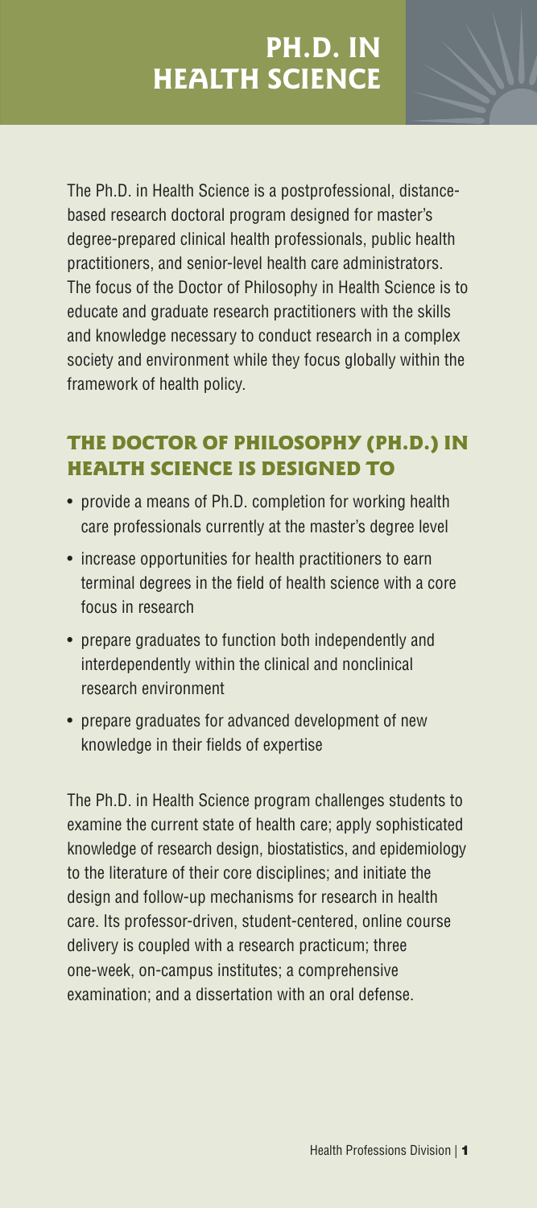# PH.D. IN HEALTH SCIENCE

The Ph.D. in Health Science is a postprofessional, distance-based research doctoral program designed for master's degree-prepared clinical health professionals, public health practitioners, and senior-level health care administrators. The focus of the Doctor of Philosophy in Health Science is to educate and graduate research practitioners with the skills and knowledge necessary to conduct research in a complex society and environment while they focus globally within the framework of health policy.

## THE DOCTOR OF PHILOSOPHY (PH.D.) IN HEALTH SCIENCE IS DESIGNED TO

- provide a means of Ph.D. completion for working health care professionals currently at the master's degree level
- increase opportunities for health practitioners to earn terminal degrees in the field of health science with a core focus in research
- prepare graduates to function both independently and interdependently within the clinical and nonclinical research environment
- prepare graduates for advanced development of new knowledge in their fields of expertise

The Ph.D. in Health Science program challenges students to examine the current state of health care; apply sophisticated knowledge of research design, biostatistics, and epidemiology to the literature of their core disciplines; and initiate the design and follow-up mechanisms for research in health care. Its professor-driven, student-centered, online course delivery is coupled with a research practicum; three one-week, on-campus institutes; a comprehensive examination; and a dissertation with an oral defense.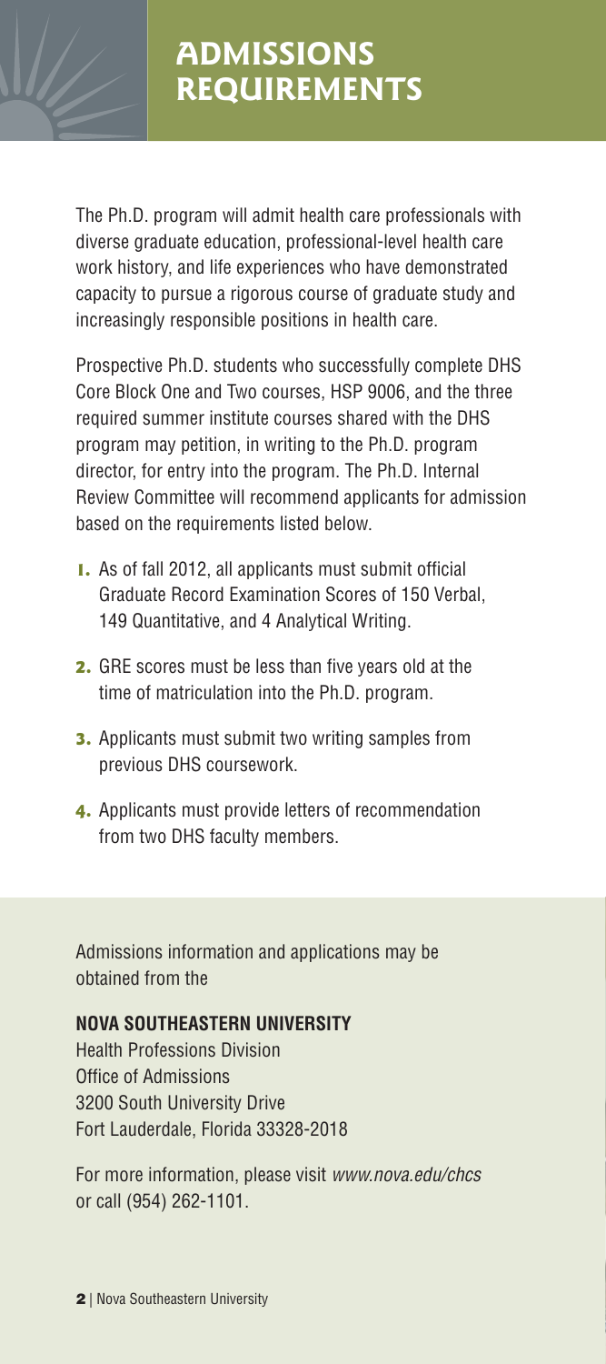# ADMISSIONS REQUIREMENTS

The Ph.D. program will admit health care professionals with diverse graduate education, professional-level health care work history, and life experiences who have demonstrated capacity to pursue a rigorous course of graduate study and increasingly responsible positions in health care.

Prospective Ph.D. students who successfully complete DHS Core Block One and Two courses, HSP 9006, and the three required summer institute courses shared with the DHS program may petition, in writing to the Ph.D. program director, for entry into the program. The Ph.D. Internal Review Committee will recommend applicants for admission based on the requirements listed below.

1. As of fall 2012, all applicants must submit official Graduate Record Examination Scores of 150 Verbal, 149 Quantitative, and 4 Analytical Writing.
2. GRE scores must be less than five years old at the time of matriculation into the Ph.D. program.
3. Applicants must submit two writing samples from previous DHS coursework.
4. Applicants must provide letters of recommendation from two DHS faculty members.

Admissions information and applications may be obtained from the

**NOVA SOUTHEASTERN UNIVERSITY**
Health Professions Division
Office of Admissions
3200 South University Drive
Fort Lauderdale, Florida 33328-2018

For more information, please visit *www.nova.edu/chcs* or call (954) 262-1101.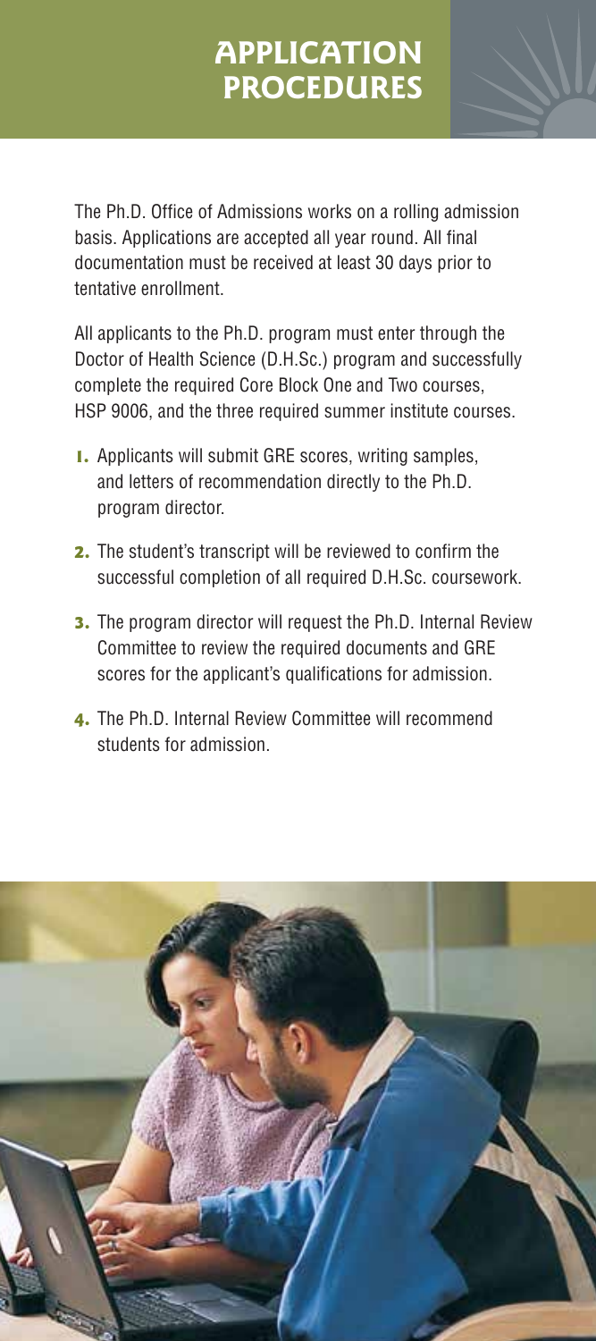# APPLICATION PROCEDURES

The Ph.D. Office of Admissions works on a rolling admission basis. Applications are accepted all year round. All final documentation must be received at least 30 days prior to tentative enrollment.

All applicants to the Ph.D. program must enter through the Doctor of Health Science (D.H.Sc.) program and successfully complete the required Core Block One and Two courses, HSP 9006, and the three required summer institute courses.

1. Applicants will submit GRE scores, writing samples, and letters of recommendation directly to the Ph.D. program director.
2. The student's transcript will be reviewed to confirm the successful completion of all required D.H.Sc. coursework.
3. The program director will request the Ph.D. Internal Review Committee to review the required documents and GRE scores for the applicant's qualifications for admission.
4. The Ph.D. Internal Review Committee will recommend students for admission.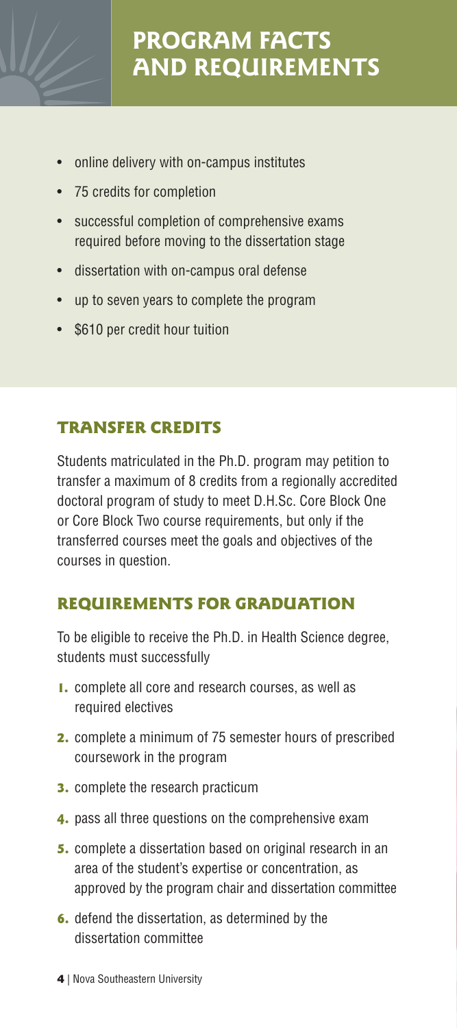# PROGRAM FACTS AND REQUIREMENTS

- online delivery with on-campus institutes
- 75 credits for completion
- successful completion of comprehensive exams required before moving to the dissertation stage
- dissertation with on-campus oral defense
- up to seven years to complete the program
- $610 per credit hour tuition

## TRANSFER CREDITS

Students matriculated in the Ph.D. program may petition to transfer a maximum of 8 credits from a regionally accredited doctoral program of study to meet D.H.Sc. Core Block One or Core Block Two course requirements, but only if the transferred courses meet the goals and objectives of the courses in question.

## REQUIREMENTS FOR GRADUATION

To be eligible to receive the Ph.D. in Health Science degree, students must successfully

1. complete all core and research courses, as well as required electives
2. complete a minimum of 75 semester hours of prescribed coursework in the program
3. complete the research practicum
4. pass all three questions on the comprehensive exam
5. complete a dissertation based on original research in an area of the student's expertise or concentration, as approved by the program chair and dissertation committee
6. defend the dissertation, as determined by the dissertation committee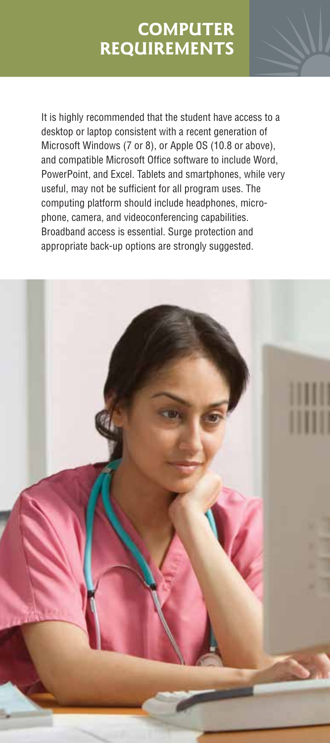# COMPUTER REQUIREMENTS

It is highly recommended that the student have access to a desktop or laptop consistent with a recent generation of Microsoft Windows (7 or 8), or Apple OS (10.8 or above), and compatible Microsoft Office software to include Word, PowerPoint, and Excel. Tablets and smartphones, while very useful, may not be sufficient for all program uses. The computing platform should include headphones, microphone, camera, and videoconferencing capabilities. Broadband access is essential. Surge protection and appropriate back-up options are strongly suggested.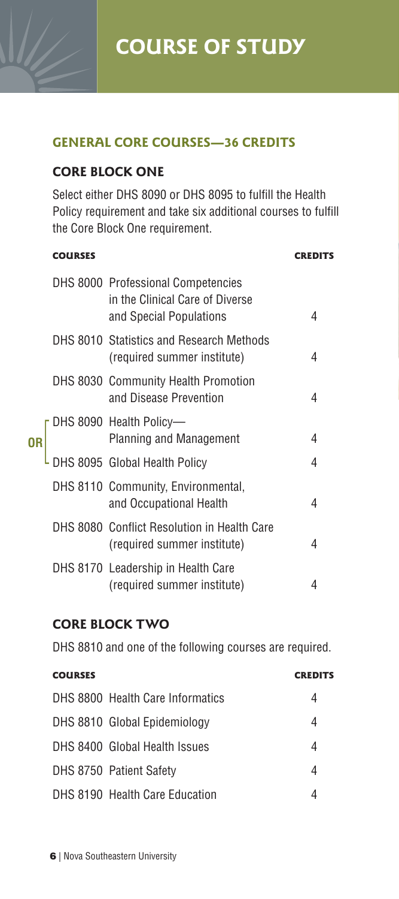# COURSE OF STUDY

## GENERAL CORE COURSES—36 CREDITS

### CORE BLOCK ONE

Select either DHS 8090 or DHS 8095 to fulfill the Health Policy requirement and take six additional courses to fulfill the Core Block One requirement.

| | COURSES | CREDITS |
|---|---|---|
| | DHS 8000 Professional Competencies in the Clinical Care of Diverse and Special Populations | 4 |
| | DHS 8010 Statistics and Research Methods (required summer institute) | 4 |
| | DHS 8030 Community Health Promotion and Disease Prevention | 4 |
| OR | DHS 8090 Health Policy—Planning and Management | 4 |
| | DHS 8095 Global Health Policy | 4 |
| | DHS 8110 Community, Environmental, and Occupational Health | 4 |
| | DHS 8080 Conflict Resolution in Health Care (required summer institute) | 4 |
| | DHS 8170 Leadership in Health Care (required summer institute) | 4 |

### CORE BLOCK TWO

DHS 8810 and one of the following courses are required.

| COURSES | CREDITS |
|---|---|
| DHS 8800 Health Care Informatics | 4 |
| DHS 8810 Global Epidemiology | 4 |
| DHS 8400 Global Health Issues | 4 |
| DHS 8750 Patient Safety | 4 |
| DHS 8190 Health Care Education | 4 |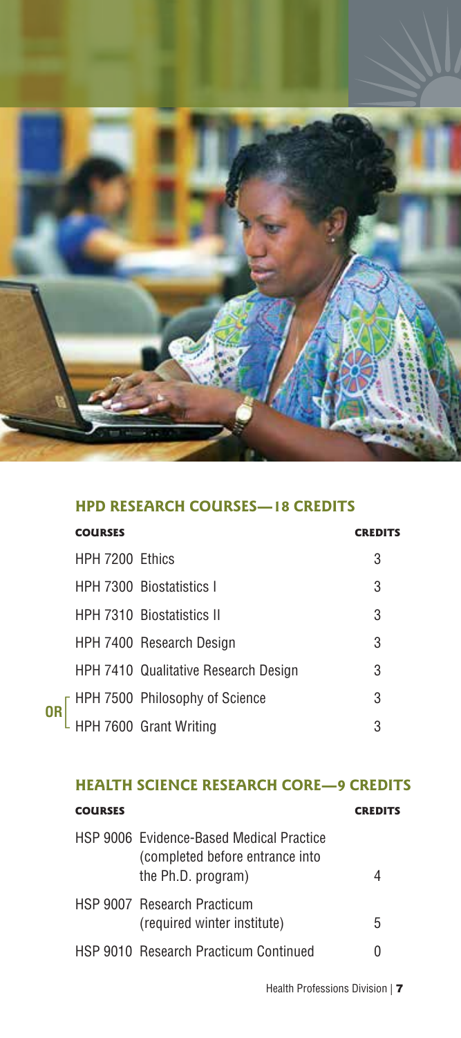## HPD RESEARCH COURSES—18 CREDITS

| COURSES | | CREDITS |
|---|---|---|
| | HPH 7200 Ethics | 3 |
| | HPH 7300 Biostatistics I | 3 |
| | HPH 7310 Biostatistics II | 3 |
| | HPH 7400 Research Design | 3 |
| | HPH 7410 Qualitative Research Design | 3 |
| OR | HPH 7500 Philosophy of Science | 3 |
| | HPH 7600 Grant Writing | 3 |

## HEALTH SCIENCE RESEARCH CORE—9 CREDITS

| COURSES | CREDITS |
|---|---|
| HSP 9006 Evidence-Based Medical Practice (completed before entrance into the Ph.D. program) | 4 |
| HSP 9007 Research Practicum (required winter institute) | 5 |
| HSP 9010 Research Practicum Continued | 0 |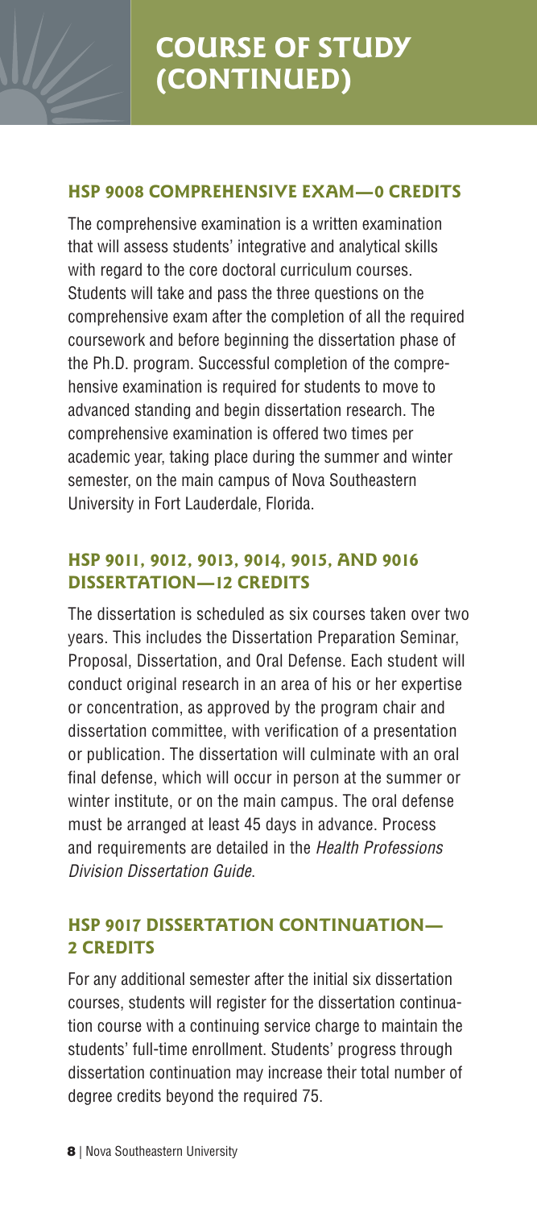# COURSE OF STUDY (CONTINUED)

## HSP 9008 COMPREHENSIVE EXAM—0 CREDITS

The comprehensive examination is a written examination that will assess students' integrative and analytical skills with regard to the core doctoral curriculum courses. Students will take and pass the three questions on the comprehensive exam after the completion of all the required coursework and before beginning the dissertation phase of the Ph.D. program. Successful completion of the comprehensive examination is required for students to move to advanced standing and begin dissertation research. The comprehensive examination is offered two times per academic year, taking place during the summer and winter semester, on the main campus of Nova Southeastern University in Fort Lauderdale, Florida.

## HSP 9011, 9012, 9013, 9014, 9015, AND 9016 DISSERTATION—12 CREDITS

The dissertation is scheduled as six courses taken over two years. This includes the Dissertation Preparation Seminar, Proposal, Dissertation, and Oral Defense. Each student will conduct original research in an area of his or her expertise or concentration, as approved by the program chair and dissertation committee, with verification of a presentation or publication. The dissertation will culminate with an oral final defense, which will occur in person at the summer or winter institute, or on the main campus. The oral defense must be arranged at least 45 days in advance. Process and requirements are detailed in the *Health Professions Division Dissertation Guide*.

## HSP 9017 DISSERTATION CONTINUATION—2 CREDITS

For any additional semester after the initial six dissertation courses, students will register for the dissertation continuation course with a continuing service charge to maintain the students' full-time enrollment. Students' progress through dissertation continuation may increase their total number of degree credits beyond the required 75.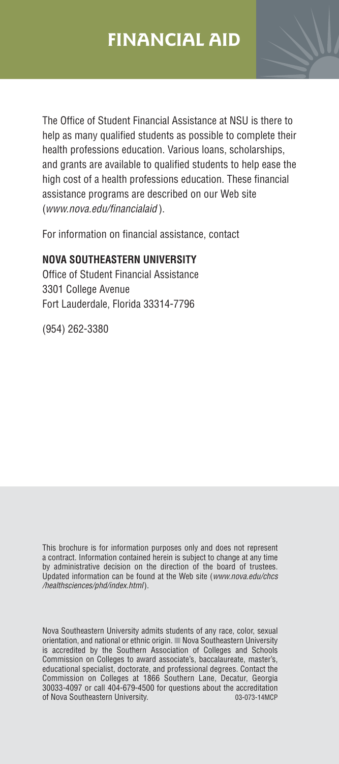# FINANCIAL AID

The Office of Student Financial Assistance at NSU is there to help as many qualified students as possible to complete their health professions education. Various loans, scholarships, and grants are available to qualified students to help ease the high cost of a health professions education. These financial assistance programs are described on our Web site (*www.nova.edu/financialaid*).

For information on financial assistance, contact

**NOVA SOUTHEASTERN UNIVERSITY**
Office of Student Financial Assistance
3301 College Avenue
Fort Lauderdale, Florida 33314-7796

(954) 262-3380

This brochure is for information purposes only and does not represent a contract. Information contained herein is subject to change at any time by administrative decision on the direction of the board of trustees. Updated information can be found at the Web site (*www.nova.edu/chcs/healthsciences/phd/index.html*).

Nova Southeastern University admits students of any race, color, sexual orientation, and national or ethnic origin. ■ Nova Southeastern University is accredited by the Southern Association of Colleges and Schools Commission on Colleges to award associate's, baccalaureate, master's, educational specialist, doctorate, and professional degrees. Contact the Commission on Colleges at 1866 Southern Lane, Decatur, Georgia 30033-4097 or call 404-679-4500 for questions about the accreditation of Nova Southeastern University. 03-073-14MCP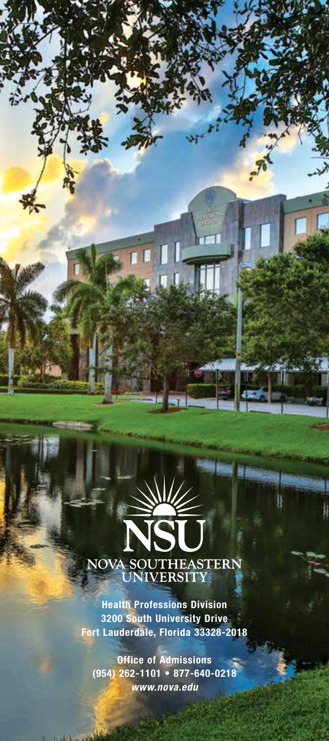NSU

NOVA SOUTHEASTERN UNIVERSITY

**Health Professions Division**
**3200 South University Drive**
**Fort Lauderdale, Florida 33328-2018**

**Office of Admissions**
**(954) 262-1101 • 877-640-0218**
***www.nova.edu***